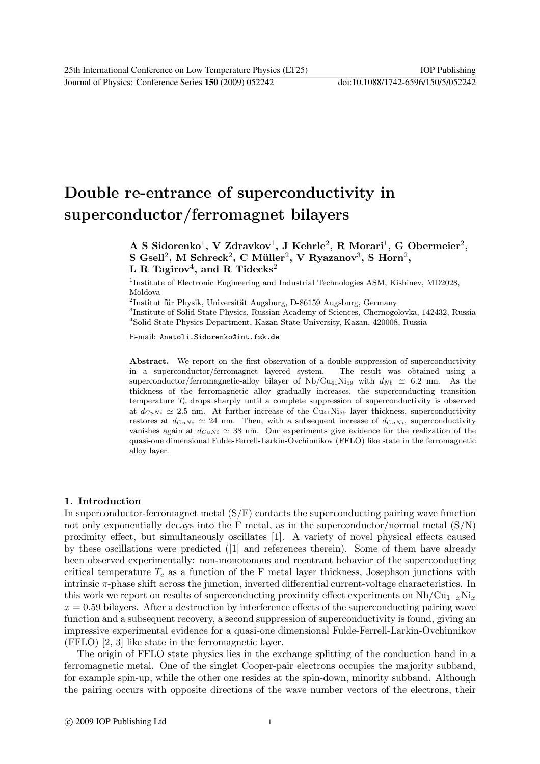// Double re-entrance of superconductivity in superconductor/ferromagnet bilayers

**A S Sidorenko**[1], **V Zdravkov**[1], **J Kehrle**[2], **R Morari**[1], **G Obermeier**[2], **S Gsell**[2], **M Schreck**[2], **C Müller**[2], **V Ryazanov**[3], **S Horn**[2], **L R Tagirov**[4], **and R Tidecks**[2]

[1]Institute of Electronic Engineering and Industrial Technologies ASM, Kishinev, MD2028, Moldova

[2]Institut für Physik, Universität Augsburg, D-86159 Augsburg, Germany

[3]Institute of Solid State Physics, Russian Academy of Sciences, Chernogolovka, 142432, Russia

[4]Solid State Physics Department, Kazan State University, Kazan, 420008, Russia

E-mail: Anatoli.Sidorenko@int.fzk.de

**Abstract.** We report on the first observation of a double suppression of superconductivity in a superconductor/ferromagnet layered system. The result was obtained using a superconductor/ferromagnetic-alloy bilayer of $Nb/Cu_{41}Ni_{59}$ with $d_{Nb} \simeq 6.2$ nm. As the thickness of the ferromagnetic alloy gradually increases, the superconducting transition temperature $T_c$ drops sharply until a complete suppression of superconductivity is observed at $d_{CuNi} \simeq 2.5$ nm. At further increase of the $Cu_{41}Ni_{59}$ layer thickness, superconductivity restores at $d_{CuNi} \simeq 24$ nm. Then, with a subsequent increase of $d_{CuNi}$, superconductivity vanishes again at $d_{CuNi} \simeq 38$ nm. Our experiments give evidence for the realization of the quasi-one dimensional Fulde-Ferrell-Larkin-Ovchinnikov (FFLO) like state in the ferromagnetic alloy layer.

## 1. Introduction

In superconductor-ferromagnet metal (S/F) contacts the superconducting pairing wave function not only exponentially decays into the F metal, as in the superconductor/normal metal (S/N) proximity effect, but simultaneously oscillates [1]. A variety of novel physical effects caused by these oscillations were predicted ([1] and references therein). Some of them have already been observed experimentally: non-monotonous and reentrant behavior of the superconducting critical temperature $T_c$ as a function of the F metal layer thickness, Josephson junctions with intrinsic $\pi$-phase shift across the junction, inverted differential current-voltage characteristics. In this work we report on results of superconducting proximity effect experiments on $Nb/Cu_{1-x}Ni_x$ $x = 0.59$ bilayers. After a destruction by interference effects of the superconducting pairing wave function and a subsequent recovery, a second suppression of superconductivity is found, giving an impressive experimental evidence for a quasi-one dimensional Fulde-Ferrell-Larkin-Ovchinnikov (FFLO) [2, 3] like state in the ferromagnetic layer.

The origin of FFLO state physics lies in the exchange splitting of the conduction band in a ferromagnetic metal. One of the singlet Cooper-pair electrons occupies the majority subband, for example spin-up, while the other one resides at the spin-down, minority subband. Although the pairing occurs with opposite directions of the wave number vectors of the electrons, their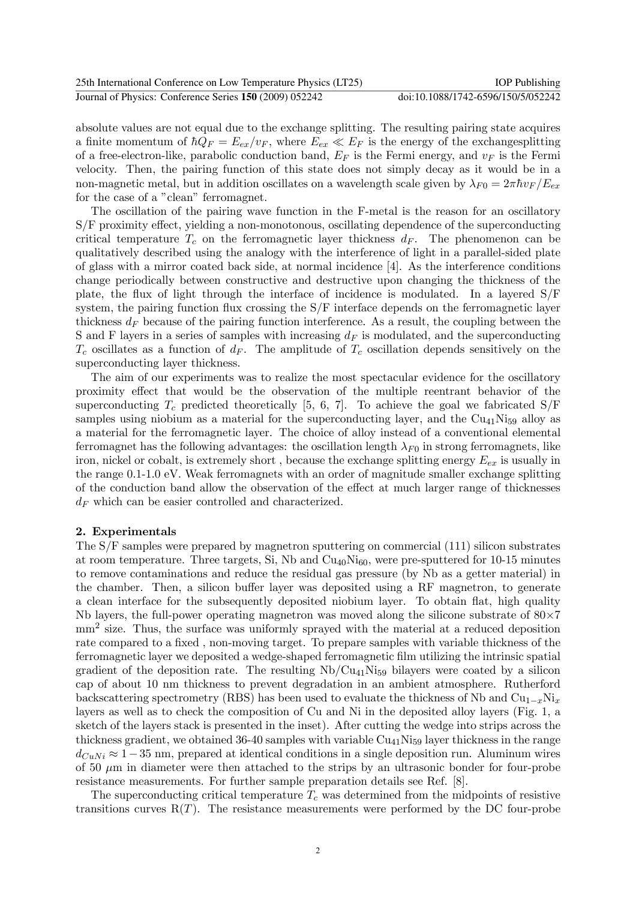absolute values are not equal due to the exchange splitting. The resulting pairing state acquires a finite momentum of $\hbar Q_F = E_{ex}/v_F$, where $E_{ex} \ll E_F$ is the energy of the exchangesplitting of a free-electron-like, parabolic conduction band, $E_F$ is the Fermi energy, and $v_F$ is the Fermi velocity. Then, the pairing function of this state does not simply decay as it would be in a non-magnetic metal, but in addition oscillates on a wavelength scale given by $\lambda_{F0} = 2\pi\hbar v_F/E_{ex}$ for the case of a "clean" ferromagnet.

The oscillation of the pairing wave function in the F-metal is the reason for an oscillatory S/F proximity effect, yielding a non-monotonous, oscillating dependence of the superconducting critical temperature $T_c$ on the ferromagnetic layer thickness $d_F$. The phenomenon can be qualitatively described using the analogy with the interference of light in a parallel-sided plate of glass with a mirror coated back side, at normal incidence [4]. As the interference conditions change periodically between constructive and destructive upon changing the thickness of the plate, the flux of light through the interface of incidence is modulated. In a layered S/F system, the pairing function flux crossing the S/F interface depends on the ferromagnetic layer thickness $d_F$ because of the pairing function interference. As a result, the coupling between the S and F layers in a series of samples with increasing $d_F$ is modulated, and the superconducting $T_c$ oscillates as a function of $d_F$. The amplitude of $T_c$ oscillation depends sensitively on the superconducting layer thickness.

The aim of our experiments was to realize the most spectacular evidence for the oscillatory proximity effect that would be the observation of the multiple reentrant behavior of the superconducting $T_c$ predicted theoretically [5, 6, 7]. To achieve the goal we fabricated S/F samples using niobium as a material for the superconducting layer, and the $Cu_{41}Ni_{59}$ alloy as a material for the ferromagnetic layer. The choice of alloy instead of a conventional elemental ferromagnet has the following advantages: the oscillation length $\lambda_{F0}$ in strong ferromagnets, like iron, nickel or cobalt, is extremely short , because the exchange splitting energy $E_{ex}$ is usually in the range 0.1-1.0 eV. Weak ferromagnets with an order of magnitude smaller exchange splitting of the conduction band allow the observation of the effect at much larger range of thicknesses $d_F$ which can be easier controlled and characterized.

## 2. Experimentals

The S/F samples were prepared by magnetron sputtering on commercial (111) silicon substrates at room temperature. Three targets, Si, Nb and $Cu_{40}Ni_{60}$, were pre-sputtered for 10-15 minutes to remove contaminations and reduce the residual gas pressure (by Nb as a getter material) in the chamber. Then, a silicon buffer layer was deposited using a RF magnetron, to generate a clean interface for the subsequently deposited niobium layer. To obtain flat, high quality Nb layers, the full-power operating magnetron was moved along the silicone substrate of 80×7 mm$^2$ size. Thus, the surface was uniformly sprayed with the material at a reduced deposition rate compared to a fixed , non-moving target. To prepare samples with variable thickness of the ferromagnetic layer we deposited a wedge-shaped ferromagnetic film utilizing the intrinsic spatial gradient of the deposition rate. The resulting $Nb/Cu_{41}Ni_{59}$ bilayers were coated by a silicon cap of about 10 nm thickness to prevent degradation in an ambient atmosphere. Rutherford backscattering spectrometry (RBS) has been used to evaluate the thickness of Nb and $Cu_{1-x}Ni_x$ layers as well as to check the composition of Cu and Ni in the deposited alloy layers (Fig. 1, a sketch of the layers stack is presented in the inset). After cutting the wedge into strips across the thickness gradient, we obtained 36-40 samples with variable $Cu_{41}Ni_{59}$ layer thickness in the range $d_{CuNi} \approx 1-35$ nm, prepared at identical conditions in a single deposition run. Aluminum wires of 50 $\mu$m in diameter were then attached to the strips by an ultrasonic bonder for four-probe resistance measurements. For further sample preparation details see Ref. [8].

The superconducting critical temperature $T_c$ was determined from the midpoints of resistive transitions curves R($T$). The resistance measurements were performed by the DC four-probe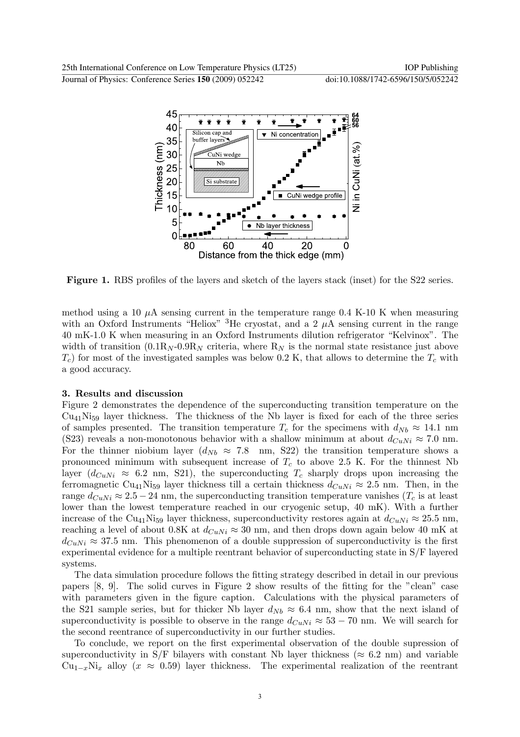Figure 1. RBS profiles of the layers and sketch of the layers stack (inset) for the S22 series.

method using a 10 $\mu$A sensing current in the temperature range 0.4 K-10 K when measuring with an Oxford Instruments "Heliox" $^3$He cryostat, and a 2 $\mu$A sensing current in the range 40 mK-1.0 K when measuring in an Oxford Instruments dilution refrigerator "Kelvinox". The width of transition (0.1$R_N$-0.9$R_N$ criteria, where $R_N$ is the normal state resistance just above $T_c$) for most of the investigated samples was below 0.2 K, that allows to determine the $T_c$ with a good accuracy.

## 3. Results and discussion

Figure 2 demonstrates the dependence of the superconducting transition temperature on the $Cu_{41}Ni_{59}$ layer thickness. The thickness of the Nb layer is fixed for each of the three series of samples presented. The transition temperature $T_c$ for the specimens with $d_{Nb} \approx 14.1$ nm (S23) reveals a non-monotonous behavior with a shallow minimum at about $d_{CuNi} \approx 7.0$ nm. For the thinner niobium layer ($d_{Nb} \approx 7.8$ nm, S22) the transition temperature shows a pronounced minimum with subsequent increase of $T_c$ to above 2.5 K. For the thinnest Nb layer ($d_{CuNi} \approx 6.2$ nm, S21), the superconducting $T_c$ sharply drops upon increasing the ferromagnetic $Cu_{41}Ni_{59}$ layer thickness till a certain thickness $d_{CuNi} \approx 2.5$ nm. Then, in the range $d_{CuNi} \approx 2.5 - 24$ nm, the superconducting transition temperature vanishes ($T_c$ is at least lower than the lowest temperature reached in our cryogenic setup, 40 mK). With a further increase of the $Cu_{41}Ni_{59}$ layer thickness, superconductivity restores again at $d_{CuNi} \approx 25.5$ nm, reaching a level of about 0.8K at $d_{CuNi} \approx 30$ nm, and then drops down again below 40 mK at $d_{CuNi} \approx 37.5$ nm. This phenomenon of a double suppression of superconductivity is the first experimental evidence for a multiple reentrant behavior of superconducting state in S/F layered systems.

The data simulation procedure follows the fitting strategy described in detail in our previous papers [8, 9]. The solid curves in Figure 2 show results of the fitting for the "clean" case with parameters given in the figure caption. Calculations with the physical parameters of the S21 sample series, but for thicker Nb layer $d_{Nb} \approx 6.4$ nm, show that the next island of superconductivity is possible to observe in the range $d_{CuNi} \approx 53 - 70$ nm. We will search for the second reentrance of superconductivity in our further studies.

To conclude, we report on the first experimental observation of the double supression of superconductivity in S/F bilayers with constant Nb layer thickness ($\approx 6.2$ nm) and variable $Cu_{1-x}Ni_x$ alloy ($x \approx 0.59$) layer thickness. The experimental realization of the reentrant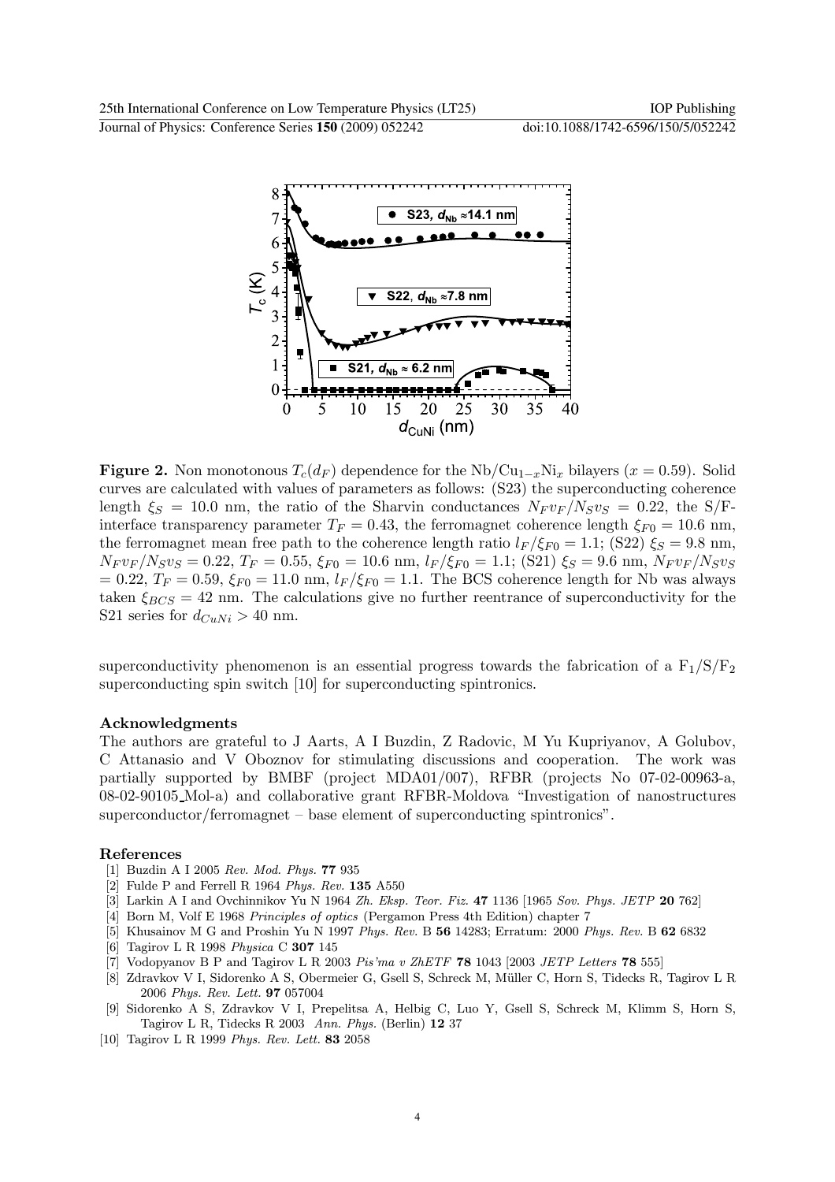8
7
6
5
4
3
2
1
0
$T_c$ (K)
0 5 10 15 20 25 30 35 40
$d_{CuNi}$ (nm)
● S23, $d_{Nb}$ ≈14.1 nm
▼ S22, $d_{Nb}$ ≈7.8 nm
■ S21, $d_{Nb}$ ≈ 6.2 nm

**Figure 2.** Non monotonous $T_c(d_F)$ dependence for the $Nb/Cu_{1-x}Ni_x$ bilayers ($x = 0.59$). Solid curves are calculated with values of parameters as follows: (S23) the superconducting coherence length $\xi_S = 10.0$ nm, the ratio of the Sharvin conductances $N_F v_F / N_S v_S = 0.22$, the S/F-interface transparency parameter $T_F = 0.43$, the ferromagnet coherence length $\xi_{F0} = 10.6$ nm, the ferromagnet mean free path to the coherence length ratio $l_F/\xi_{F0} = 1.1$; (S22) $\xi_S = 9.8$ nm, $N_F v_F / N_S v_S = 0.22$, $T_F = 0.55$, $\xi_{F0} = 10.6$ nm, $l_F/\xi_{F0} = 1.1$; (S21) $\xi_S = 9.6$ nm, $N_F v_F / N_S v_S = 0.22$, $T_F = 0.59$, $\xi_{F0} = 11.0$ nm, $l_F/\xi_{F0} = 1.1$. The BCS coherence length for Nb was always taken $\xi_{BCS} = 42$ nm. The calculations give no further reentrance of superconductivity for the S21 series for $d_{CuNi} > 40$ nm.

superconductivity phenomenon is an essential progress towards the fabrication of a $F_1/S/F_2$ superconducting spin switch [10] for superconducting spintronics.

### Acknowledgments

The authors are grateful to J Aarts, A I Buzdin, Z Radovic, M Yu Kupriyanov, A Golubov, C Attanasio and V Oboznov for stimulating discussions and cooperation. The work was partially supported by BMBF (project MDA01/007), RFBR (projects No 07-02-00963-a, 08-02-90105_Mol-a) and collaborative grant RFBR-Moldova "Investigation of nanostructures superconductor/ferromagnet – base element of superconducting spintronics".

### References

[1] Buzdin A I 2005 *Rev. Mod. Phys.* **77** 935

[2] Fulde P and Ferrell R 1964 *Phys. Rev.* **135** A550

[3] Larkin A I and Ovchinnikov Yu N 1964 *Zh. Eksp. Teor. Fiz.* **47** 1136 [1965 *Sov. Phys. JETP* **20** 762]

[4] Born M, Volf E 1968 *Principles of optics* (Pergamon Press 4th Edition) chapter 7

[5] Khusainov M G and Proshin Yu N 1997 *Phys. Rev.* B **56** 14283; Erratum: 2000 *Phys. Rev.* B **62** 6832

[6] Tagirov L R 1998 *Physica* C **307** 145

[7] Vodopyanov B P and Tagirov L R 2003 *Pis'ma v ZhETF* **78** 1043 [2003 *JETP Letters* **78** 555]

[8] Zdravkov V I, Sidorenko A S, Obermeier G, Gsell S, Schreck M, Müller C, Horn S, Tidecks R, Tagirov L R 2006 *Phys. Rev. Lett.* **97** 057004

[9] Sidorenko A S, Zdravkov V I, Prepelitsa A, Helbig C, Luo Y, Gsell S, Schreck M, Klimm S, Horn S, Tagirov L R, Tidecks R 2003 *Ann. Phys.* (Berlin) **12** 37

[10] Tagirov L R 1999 *Phys. Rev. Lett.* **83** 2058